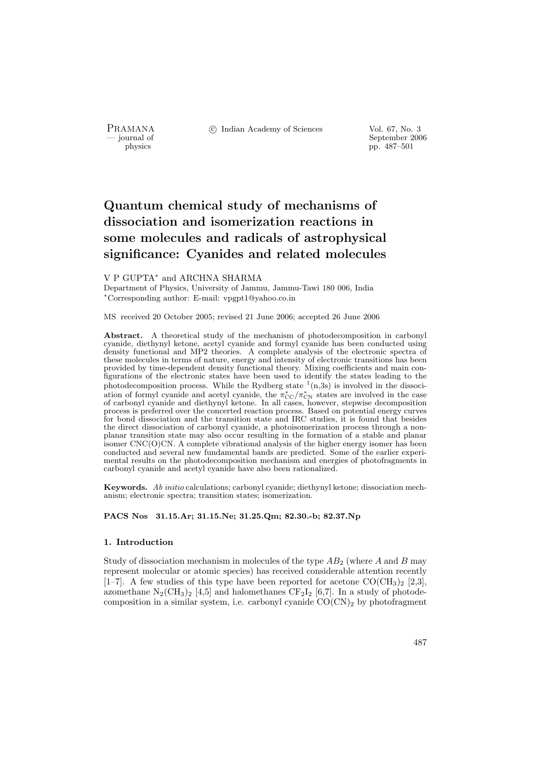# Quantum chemical study of mechanisms of dissociation and isomerization reactions in some molecules and radicals of astrophysical significance: Cyanides and related molecules

V P GUPTA* and ARCHNA SHARMA

Department of Physics, University of Jammu, Jammu-Tawi 180 006, India

*Corresponding author: E-mail: vpgpt1@yahoo.co.in

MS received 20 October 2005; revised 21 June 2006; accepted 26 June 2006

**Abstract.** A theoretical study of the mechanism of photodecomposition in carbonyl cyanide, diethynyl ketone, acetyl cyanide and formyl cyanide has been conducted using density functional and MP2 theories. A complete analysis of the electronic spectra of these molecules in terms of nature, energy and intensity of electronic transitions has been provided by time-dependent density functional theory. Mixing coefficients and main configurations of the electronic states have been used to identify the states leading to the photodecomposition process. While the Rydberg state $^1$(n,3s) is involved in the dissociation of formyl cyanide and acetyl cyanide, the $\pi^*_{CC}/\pi^*_{CN}$ states are involved in the case of carbonyl cyanide and diethynyl ketone. In all cases, however, stepwise decomposition process is preferred over the concerted reaction process. Based on potential energy curves for bond dissociation and the transition state and IRC studies, it is found that besides the direct dissociation of carbonyl cyanide, a photoisomerization process through a non-planar transition state may also occur resulting in the formation of a stable and planar isomer CNC(O)CN. A complete vibrational analysis of the higher energy isomer has been conducted and several new fundamental bands are predicted. Some of the earlier experimental results on the photodecomposition mechanism and energies of photofragments in carbonyl cyanide and acetyl cyanide have also been rationalized.

**Keywords.** *Ab initio* calculations; carbonyl cyanide; diethynyl ketone; dissociation mechanism; electronic spectra; transition states; isomerization.

**PACS Nos 31.15.Ar; 31.15.Ne; 31.25.Qm; 82.30.-b; 82.37.Np**

## 1. Introduction

Study of dissociation mechanism in molecules of the type $AB_2$ (where $A$ and $B$ may represent molecular or atomic species) has received considerable attention recently [1–7]. A few studies of this type have been reported for acetone $CO(CH_3)_2$ [2,3], azomethane $N_2(CH_3)_2$ [4,5] and halomethanes $CF_2I_2$ [6,7]. In a study of photodecomposition in a similar system, i.e. carbonyl cyanide $CO(CN)_2$ by photofragment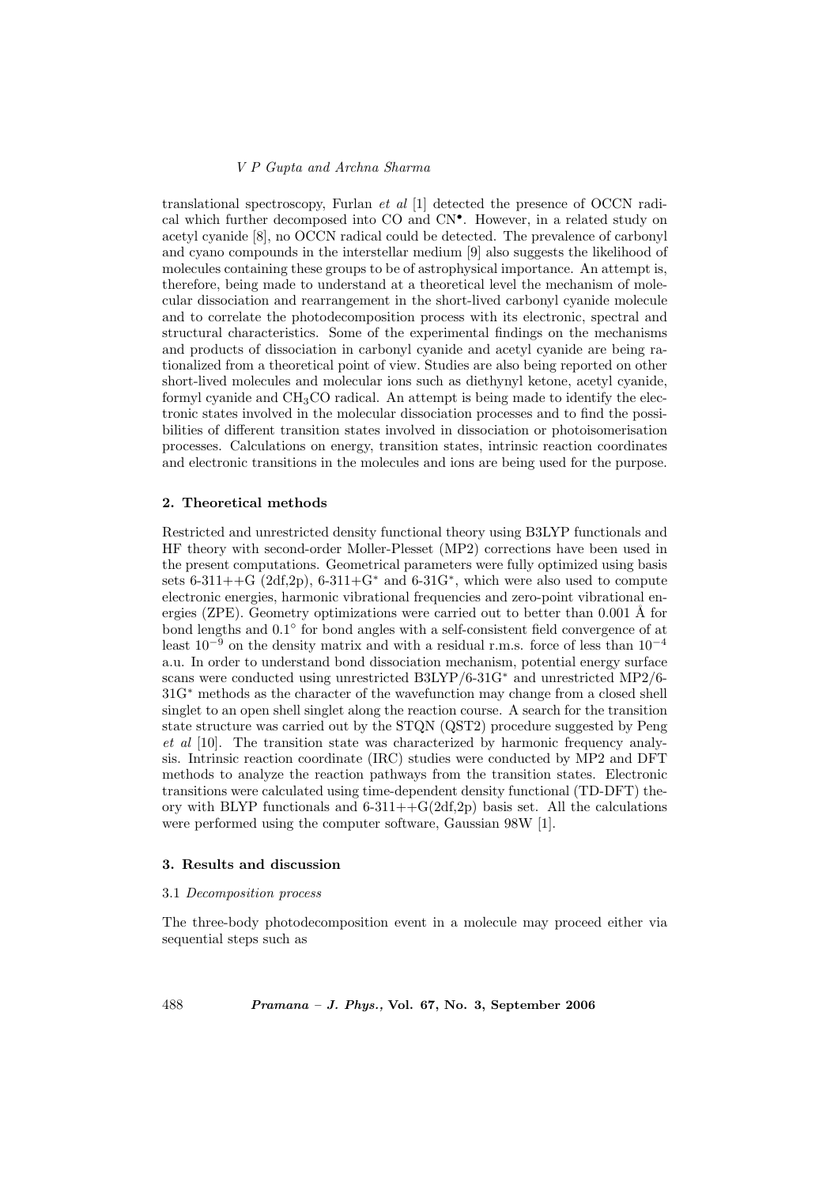translational spectroscopy, Furlan *et al* [1] detected the presence of OCCN radical which further decomposed into CO and $CN^{\bullet}$. However, in a related study on acetyl cyanide [8], no OCCN radical could be detected. The prevalence of carbonyl and cyano compounds in the interstellar medium [9] also suggests the likelihood of molecules containing these groups to be of astrophysical importance. An attempt is, therefore, being made to understand at a theoretical level the mechanism of molecular dissociation and rearrangement in the short-lived carbonyl cyanide molecule and to correlate the photodecomposition process with its electronic, spectral and structural characteristics. Some of the experimental findings on the mechanisms and products of dissociation in carbonyl cyanide and acetyl cyanide are being rationalized from a theoretical point of view. Studies are also being reported on other short-lived molecules and molecular ions such as diethynyl ketone, acetyl cyanide, formyl cyanide and $CH_3CO$ radical. An attempt is being made to identify the electronic states involved in the molecular dissociation processes and to find the possibilities of different transition states involved in dissociation or photoisomerisation processes. Calculations on energy, transition states, intrinsic reaction coordinates and electronic transitions in the molecules and ions are being used for the purpose.

## 2. Theoretical methods

Restricted and unrestricted density functional theory using B3LYP functionals and HF theory with second-order Moller-Plesset (MP2) corrections have been used in the present computations. Geometrical parameters were fully optimized using basis sets 6-311++G (2df,2p), 6-311+G* and 6-31G*, which were also used to compute electronic energies, harmonic vibrational frequencies and zero-point vibrational energies (ZPE). Geometry optimizations were carried out to better than 0.001 Å for bond lengths and 0.1° for bond angles with a self-consistent field convergence of at least $10^{-9}$ on the density matrix and with a residual r.m.s. force of less than $10^{-4}$ a.u. In order to understand bond dissociation mechanism, potential energy surface scans were conducted using unrestricted B3LYP/6-31G* and unrestricted MP2/6-31G* methods as the character of the wavefunction may change from a closed shell singlet to an open shell singlet along the reaction course. A search for the transition state structure was carried out by the STQN (QST2) procedure suggested by Peng *et al* [10]. The transition state was characterized by harmonic frequency analysis. Intrinsic reaction coordinate (IRC) studies were conducted by MP2 and DFT methods to analyze the reaction pathways from the transition states. Electronic transitions were calculated using time-dependent density functional (TD-DFT) theory with BLYP functionals and 6-311++G(2df,2p) basis set. All the calculations were performed using the computer software, Gaussian 98W [1].

## 3. Results and discussion

### 3.1 *Decomposition process*

The three-body photodecomposition event in a molecule may proceed either via sequential steps such as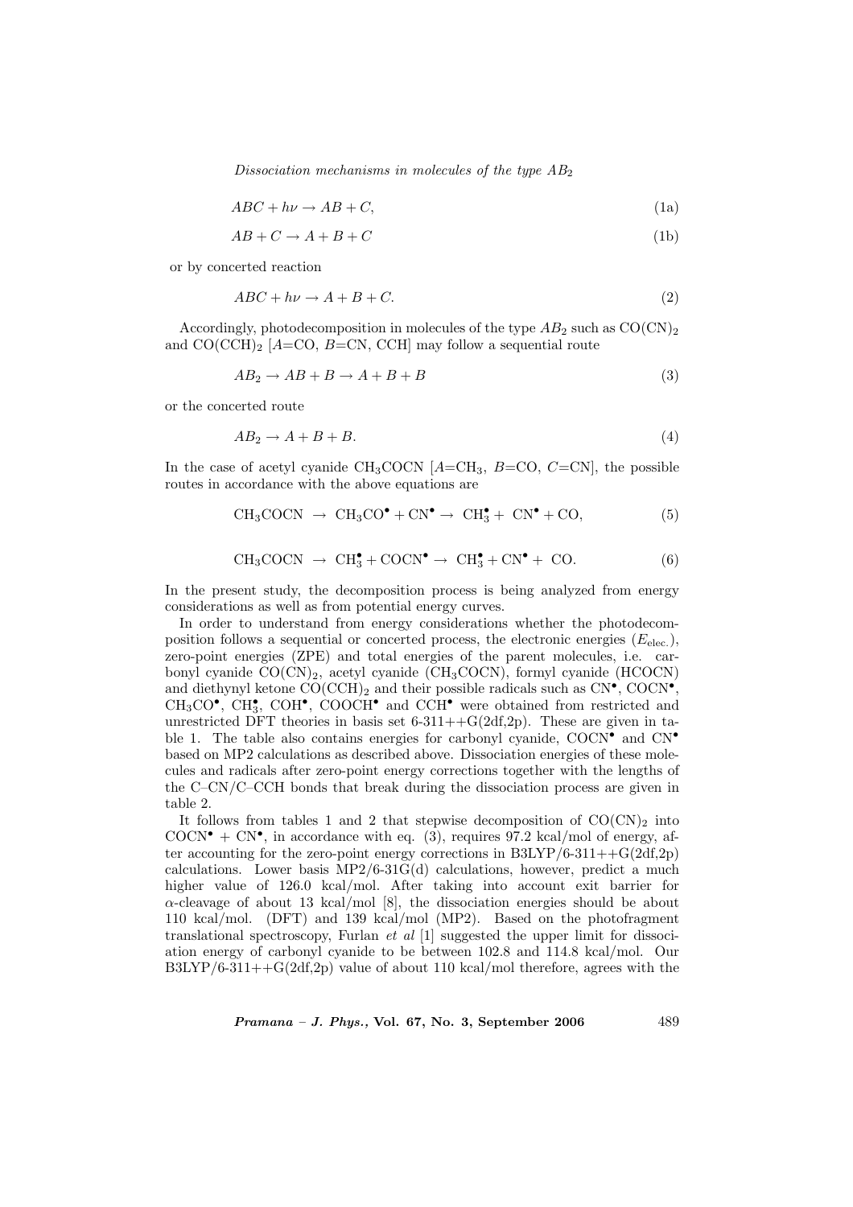$$ABC + h\nu \rightarrow AB + C, \tag{1a}$$

$$AB + C \rightarrow A + B + C \tag{1b}$$

or by concerted reaction

$$ABC + h\nu \rightarrow A + B + C. \tag{2}$$

Accordingly, photodecomposition in molecules of the type $AB_2$ such as $CO(CN)_2$ and $CO(CCH)_2$ [$A$=CO, $B$=CN, CCH] may follow a sequential route

$$AB_2 \rightarrow AB + B \rightarrow A + B + B \tag{3}$$

or the concerted route

$$AB_2 \rightarrow A + B + B. \tag{4}$$

In the case of acetyl cyanide $CH_3COCN$ [$A$=$CH_3$, $B$=CO, $C$=CN], the possible routes in accordance with the above equations are

$$CH_3COCN \rightarrow CH_3CO^{\bullet} + CN^{\bullet} \rightarrow CH_3^{\bullet} + CN^{\bullet} + CO, \tag{5}$$

$$CH_3COCN \rightarrow CH_3^{\bullet} + COCN^{\bullet} \rightarrow CH_3^{\bullet} + CN^{\bullet} + CO. \tag{6}$$

In the present study, the decomposition process is being analyzed from energy considerations as well as from potential energy curves.

In order to understand from energy considerations whether the photodecomposition follows a sequential or concerted process, the electronic energies ($E_{\text{elec.}}$), zero-point energies (ZPE) and total energies of the parent molecules, i.e. carbonyl cyanide $CO(CN)_2$, acetyl cyanide ($CH_3COCN$), formyl cyanide (HCOCN) and diethynyl ketone $CO(CCH)_2$ and their possible radicals such as $CN^{\bullet}$, $COCN^{\bullet}$, $CH_3CO^{\bullet}$, $CH_3^{\bullet}$, $COH^{\bullet}$, $COOCH^{\bullet}$ and $CCH^{\bullet}$ were obtained from restricted and unrestricted DFT theories in basis set 6-311++G(2df,2p). These are given in table 1. The table also contains energies for carbonyl cyanide, $COCN^{\bullet}$ and $CN^{\bullet}$ based on MP2 calculations as described above. Dissociation energies of these molecules and radicals after zero-point energy corrections together with the lengths of the C–CN/C–CCH bonds that break during the dissociation process are given in table 2.

It follows from tables 1 and 2 that stepwise decomposition of $CO(CN)_2$ into $COCN^{\bullet}$ + $CN^{\bullet}$, in accordance with eq. (3), requires 97.2 kcal/mol of energy, after accounting for the zero-point energy corrections in B3LYP/6-311++G(2df,2p) calculations. Lower basis MP2/6-31G(d) calculations, however, predict a much higher value of 126.0 kcal/mol. After taking into account exit barrier for $\alpha$-cleavage of about 13 kcal/mol [8], the dissociation energies should be about 110 kcal/mol. (DFT) and 139 kcal/mol (MP2). Based on the photofragment translational spectroscopy, Furlan *et al* [1] suggested the upper limit for dissociation energy of carbonyl cyanide to be between 102.8 and 114.8 kcal/mol. Our B3LYP/6-311++G(2df,2p) value of about 110 kcal/mol therefore, agrees with the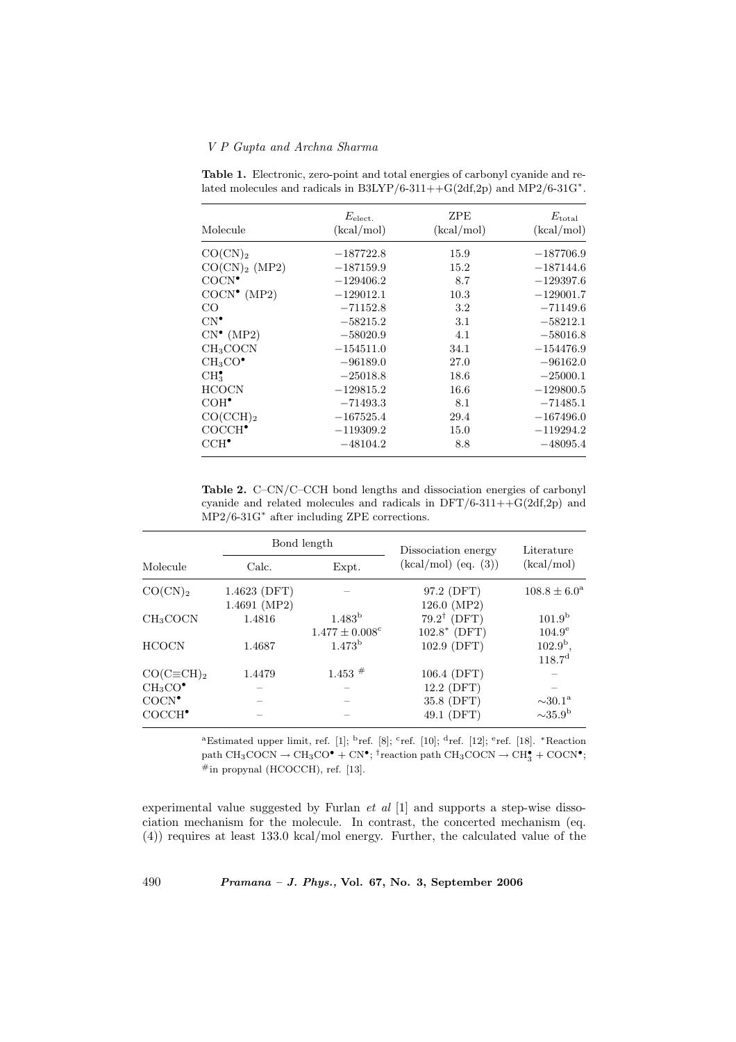**Table 1.** Electronic, zero-point and total energies of carbonyl cyanide and related molecules and radicals in B3LYP/6-311++G(2df,2p) and MP2/6-31G*.

| Molecule | $E_{\text{elect.}}$ (kcal/mol) | ZPE (kcal/mol) | $E_{\text{total}}$ (kcal/mol) |
|---|---|---|---|
| $CO(CN)_2$ | −187722.8 | 15.9 | −187706.9 |
| $CO(CN)_2$ (MP2) | −187159.9 | 15.2 | −187144.6 |
| $COCN^{\bullet}$ | −129406.2 | 8.7 | −129397.6 |
| $COCN^{\bullet}$ (MP2) | −129012.1 | 10.3 | −129001.7 |
| CO | −71152.8 | 3.2 | −71149.6 |
| $CN^{\bullet}$ | −58215.2 | 3.1 | −58212.1 |
| $CN^{\bullet}$ (MP2) | −58020.9 | 4.1 | −58016.8 |
| $CH_3COCN$ | −154511.0 | 34.1 | −154476.9 |
| $CH_3CO^{\bullet}$ | −96189.0 | 27.0 | −96162.0 |
| $CH_3^{\bullet}$ | −25018.8 | 18.6 | −25000.1 |
| HCOCN | −129815.2 | 16.6 | −129800.5 |
| $COH^{\bullet}$ | −71493.3 | 8.1 | −71485.1 |
| $CO(CCH)_2$ | −167525.4 | 29.4 | −167496.0 |
| $COCCH^{\bullet}$ | −119309.2 | 15.0 | −119294.2 |
| $CCH^{\bullet}$ | −48104.2 | 8.8 | −48095.4 |

**Table 2.** C–CN/C–CCH bond lengths and dissociation energies of carbonyl cyanide and related molecules and radicals in DFT/6-311++G(2df,2p) and MP2/6-31G* after including ZPE corrections.

| Molecule | Bond length | | Dissociation energy (kcal/mol) (eq. (3)) | Literature (kcal/mol) |
|---|---|---|---|---|
| | Calc. | Expt. | | |
| $CO(CN)_2$ | 1.4623 (DFT) | – | 97.2 (DFT) | $108.8 \pm 6.0$[a] |
| | 1.4691 (MP2) | | 126.0 (MP2) | |
| $CH_3COCN$ | 1.4816 | 1.483[b] | 79.2[†] (DFT) | 101.9[b] |
| | | $1.477 \pm 0.008$[c] | 102.8[*] (DFT) | 104.9[e] |
| HCOCN | 1.4687 | 1.473[b] | 102.9 (DFT) | 102.9[b], 118.7[d] |
| $CO(C\equiv CH)_2$ | 1.4479 | 1.453 [#] | 106.4 (DFT) | – |
| $CH_3CO^{\bullet}$ | – | – | 12.2 (DFT) | – |
| $COCN^{\bullet}$ | – | – | 35.8 (DFT) | ∼30.1[a] |
| $COCCH^{\bullet}$ | – | – | 49.1 (DFT) | ∼35.9[b] |

[a]Estimated upper limit, ref. [1]; [b]ref. [8]; [c]ref. [10]; [d]ref. [12]; [e]ref. [18]. [*]Reaction path $CH_3COCN \rightarrow CH_3CO^{\bullet} + CN^{\bullet}$; [†]reaction path $CH_3COCN \rightarrow CH_3^{\bullet} + COCN^{\bullet}$; [#]in propynal (HCOCCH), ref. [13].

experimental value suggested by Furlan *et al* [1] and supports a step-wise dissociation mechanism for the molecule. In contrast, the concerted mechanism (eq. (4)) requires at least 133.0 kcal/mol energy. Further, the calculated value of the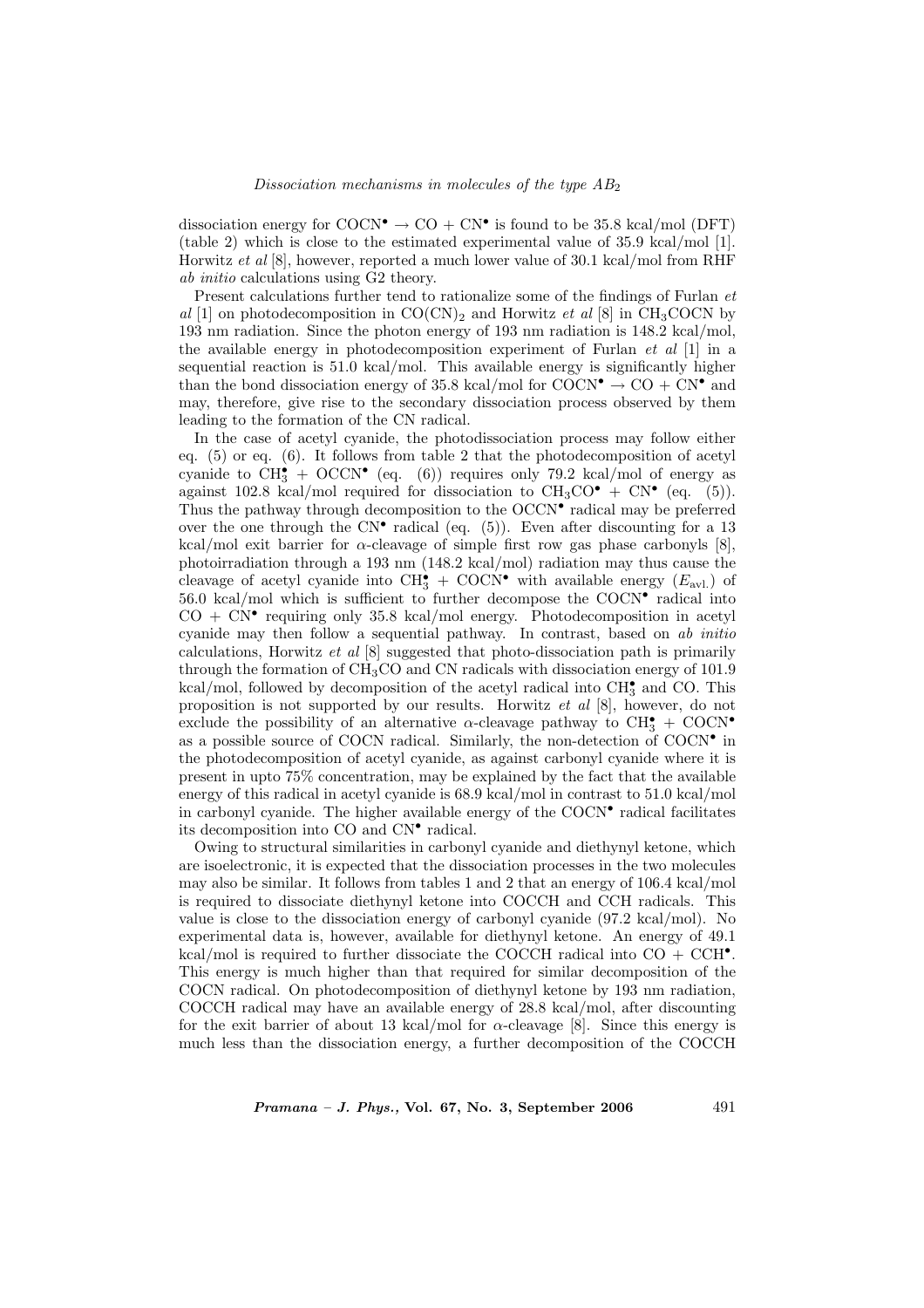dissociation energy for $COCN^{\bullet} \rightarrow CO + CN^{\bullet}$ is found to be 35.8 kcal/mol (DFT) (table 2) which is close to the estimated experimental value of 35.9 kcal/mol [1]. Horwitz *et al* [8], however, reported a much lower value of 30.1 kcal/mol from RHF *ab initio* calculations using G2 theory.

Present calculations further tend to rationalize some of the findings of Furlan *et al* [1] on photodecomposition in $CO(CN)_2$ and Horwitz *et al* [8] in $CH_3COCN$ by 193 nm radiation. Since the photon energy of 193 nm radiation is 148.2 kcal/mol, the available energy in photodecomposition experiment of Furlan *et al* [1] in a sequential reaction is 51.0 kcal/mol. This available energy is significantly higher than the bond dissociation energy of 35.8 kcal/mol for $COCN^{\bullet} \rightarrow CO + CN^{\bullet}$ and may, therefore, give rise to the secondary dissociation process observed by them leading to the formation of the CN radical.

In the case of acetyl cyanide, the photodissociation process may follow either eq. (5) or eq. (6). It follows from table 2 that the photodecomposition of acetyl cyanide to $CH_3^{\bullet} + OCCN^{\bullet}$ (eq. (6)) requires only 79.2 kcal/mol of energy as against 102.8 kcal/mol required for dissociation to $CH_3CO^{\bullet} + CN^{\bullet}$ (eq. (5)). Thus the pathway through decomposition to the $OCCN^{\bullet}$ radical may be preferred over the one through the $CN^{\bullet}$ radical (eq. (5)). Even after discounting for a 13 kcal/mol exit barrier for $\alpha$-cleavage of simple first row gas phase carbonyls [8], photoirradiation through a 193 nm (148.2 kcal/mol) radiation may thus cause the cleavage of acetyl cyanide into $CH_3^{\bullet} + COCN^{\bullet}$ with available energy ($E_{\text{avl.}}$) of 56.0 kcal/mol which is sufficient to further decompose the $COCN^{\bullet}$ radical into $CO + CN^{\bullet}$ requiring only 35.8 kcal/mol energy. Photodecomposition in acetyl cyanide may then follow a sequential pathway. In contrast, based on *ab initio* calculations, Horwitz *et al* [8] suggested that photo-dissociation path is primarily through the formation of $CH_3CO$ and CN radicals with dissociation energy of 101.9 kcal/mol, followed by decomposition of the acetyl radical into $CH_3^{\bullet}$ and CO. This proposition is not supported by our results. Horwitz *et al* [8], however, do not exclude the possibility of an alternative $\alpha$-cleavage pathway to $CH_3^{\bullet} + COCN^{\bullet}$ as a possible source of COCN radical. Similarly, the non-detection of $COCN^{\bullet}$ in the photodecomposition of acetyl cyanide, as against carbonyl cyanide where it is present in upto 75% concentration, may be explained by the fact that the available energy of this radical in acetyl cyanide is 68.9 kcal/mol in contrast to 51.0 kcal/mol in carbonyl cyanide. The higher available energy of the $COCN^{\bullet}$ radical facilitates its decomposition into CO and $CN^{\bullet}$ radical.

Owing to structural similarities in carbonyl cyanide and diethynyl ketone, which are isoelectronic, it is expected that the dissociation processes in the two molecules may also be similar. It follows from tables 1 and 2 that an energy of 106.4 kcal/mol is required to dissociate diethynyl ketone into COCCH and CCH radicals. This value is close to the dissociation energy of carbonyl cyanide (97.2 kcal/mol). No experimental data is, however, available for diethynyl ketone. An energy of 49.1 kcal/mol is required to further dissociate the COCCH radical into $CO + CCH^{\bullet}$. This energy is much higher than that required for similar decomposition of the COCN radical. On photodecomposition of diethynyl ketone by 193 nm radiation, COCCH radical may have an available energy of 28.8 kcal/mol, after discounting for the exit barrier of about 13 kcal/mol for $\alpha$-cleavage [8]. Since this energy is much less than the dissociation energy, a further decomposition of the COCCH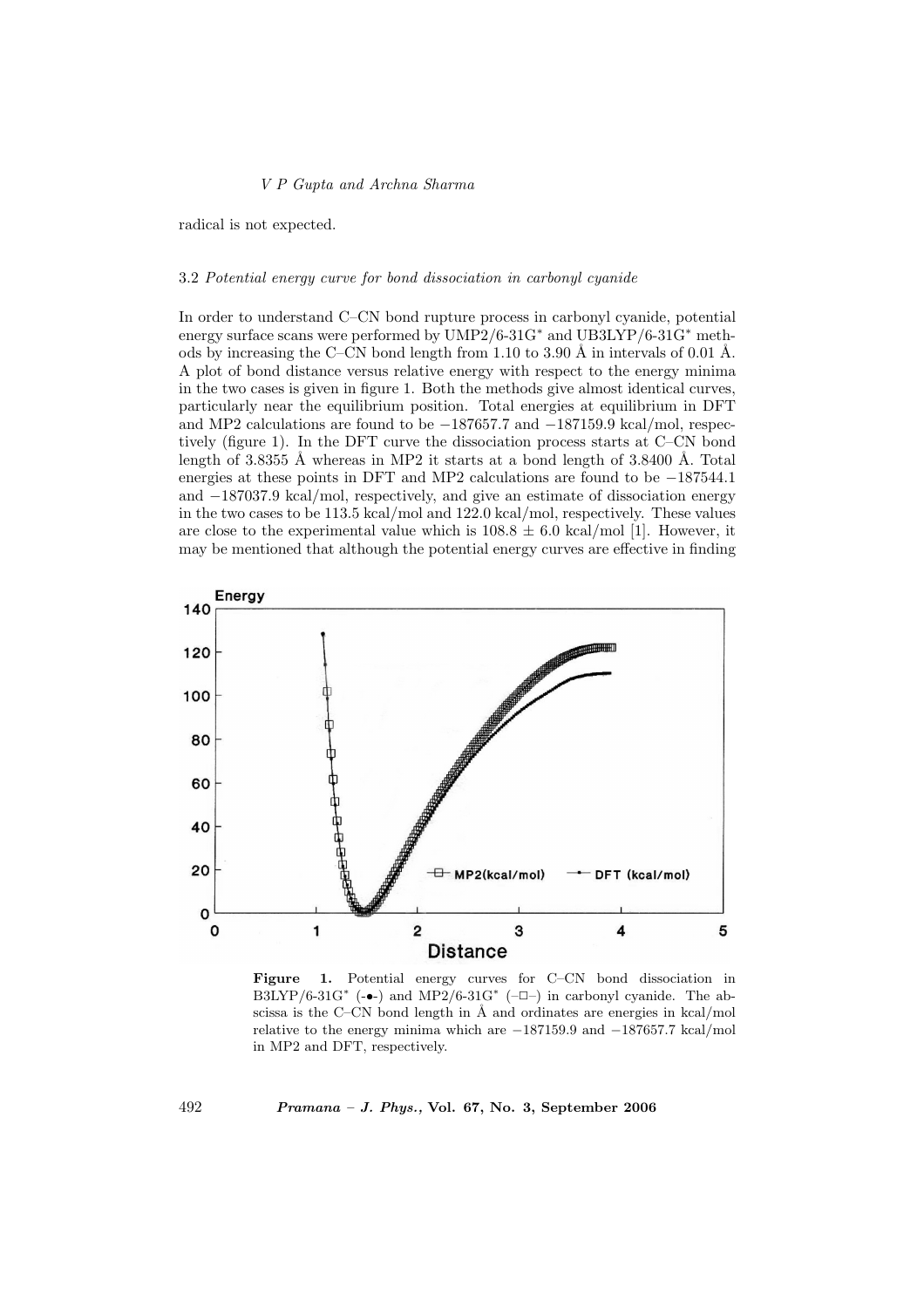radical is not expected.

### 3.2 *Potential energy curve for bond dissociation in carbonyl cyanide*

In order to understand C–CN bond rupture process in carbonyl cyanide, potential energy surface scans were performed by UMP2/6-31G* and UB3LYP/6-31G* methods by increasing the C–CN bond length from 1.10 to 3.90 Å in intervals of 0.01 Å. A plot of bond distance versus relative energy with respect to the energy minima in the two cases is given in figure 1. Both the methods give almost identical curves, particularly near the equilibrium position. Total energies at equilibrium in DFT and MP2 calculations are found to be −187657.7 and −187159.9 kcal/mol, respectively (figure 1). In the DFT curve the dissociation process starts at C–CN bond length of 3.8355 Å whereas in MP2 it starts at a bond length of 3.8400 Å. Total energies at these points in DFT and MP2 calculations are found to be −187544.1 and −187037.9 kcal/mol, respectively, and give an estimate of dissociation energy in the two cases to be 113.5 kcal/mol and 122.0 kcal/mol, respectively. These values are close to the experimental value which is $108.8 \pm 6.0$ kcal/mol [1]. However, it may be mentioned that although the potential energy curves are effective in finding

**Figure 1.** Potential energy curves for C–CN bond dissociation in B3LYP/6-31G* (-•-) and MP2/6-31G* (–□–) in carbonyl cyanide. The abscissa is the C–CN bond length in Å and ordinates are energies in kcal/mol relative to the energy minima which are −187159.9 and −187657.7 kcal/mol in MP2 and DFT, respectively.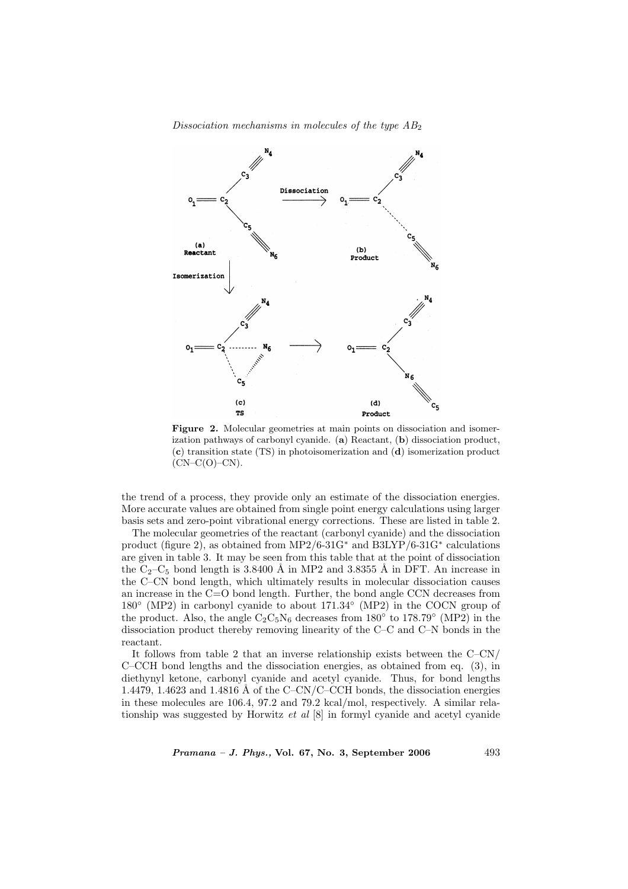**Figure 2.** Molecular geometries at main points on dissociation and isomerization pathways of carbonyl cyanide. (**a**) Reactant, (**b**) dissociation product, (**c**) transition state (TS) in photoisomerization and (**d**) isomerization product (CN–C(O)–CN).

the trend of a process, they provide only an estimate of the dissociation energies. More accurate values are obtained from single point energy calculations using larger basis sets and zero-point vibrational energy corrections. These are listed in table 2.

The molecular geometries of the reactant (carbonyl cyanide) and the dissociation product (figure 2), as obtained from MP2/6-31G* and B3LYP/6-31G* calculations are given in table 3. It may be seen from this table that at the point of dissociation the $C_2$–$C_5$ bond length is 3.8400 Å in MP2 and 3.8355 Å in DFT. An increase in the C–CN bond length, which ultimately results in molecular dissociation causes an increase in the C=O bond length. Further, the bond angle CCN decreases from 180° (MP2) in carbonyl cyanide to about 171.34° (MP2) in the COCN group of the product. Also, the angle $C_2C_5N_6$ decreases from 180° to 178.79° (MP2) in the dissociation product thereby removing linearity of the C–C and C–N bonds in the reactant.

It follows from table 2 that an inverse relationship exists between the C–CN/ C–CCH bond lengths and the dissociation energies, as obtained from eq. (3), in diethynyl ketone, carbonyl cyanide and acetyl cyanide. Thus, for bond lengths 1.4479, 1.4623 and 1.4816 Å of the C–CN/C–CCH bonds, the dissociation energies in these molecules are 106.4, 97.2 and 79.2 kcal/mol, respectively. A similar relationship was suggested by Horwitz *et al* [8] in formyl cyanide and acetyl cyanide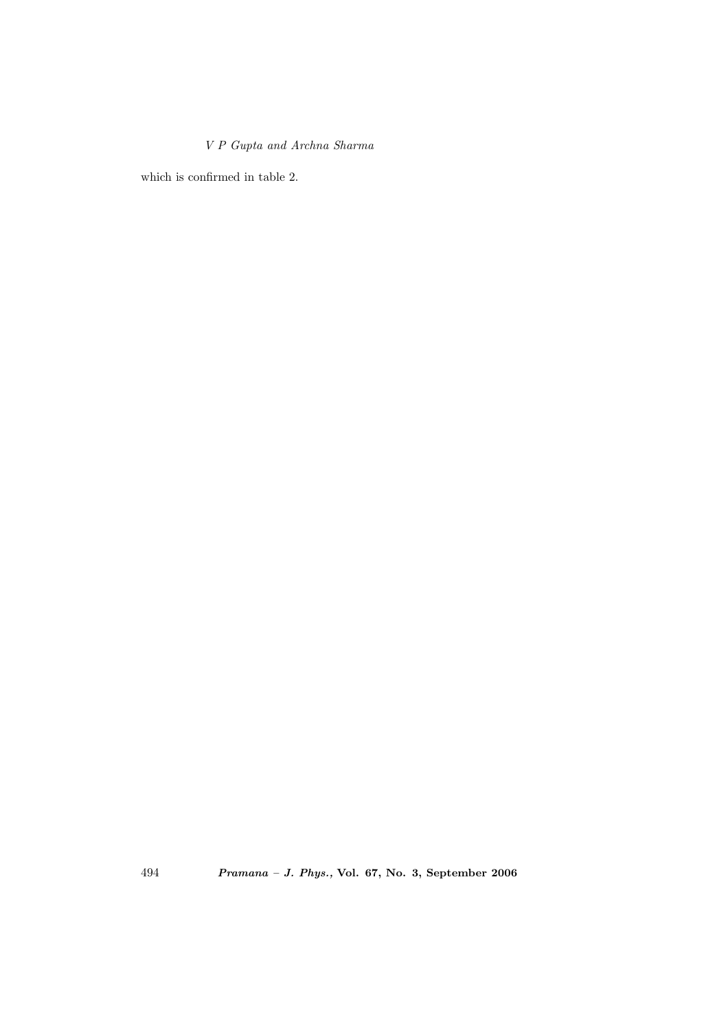which is confirmed in table 2.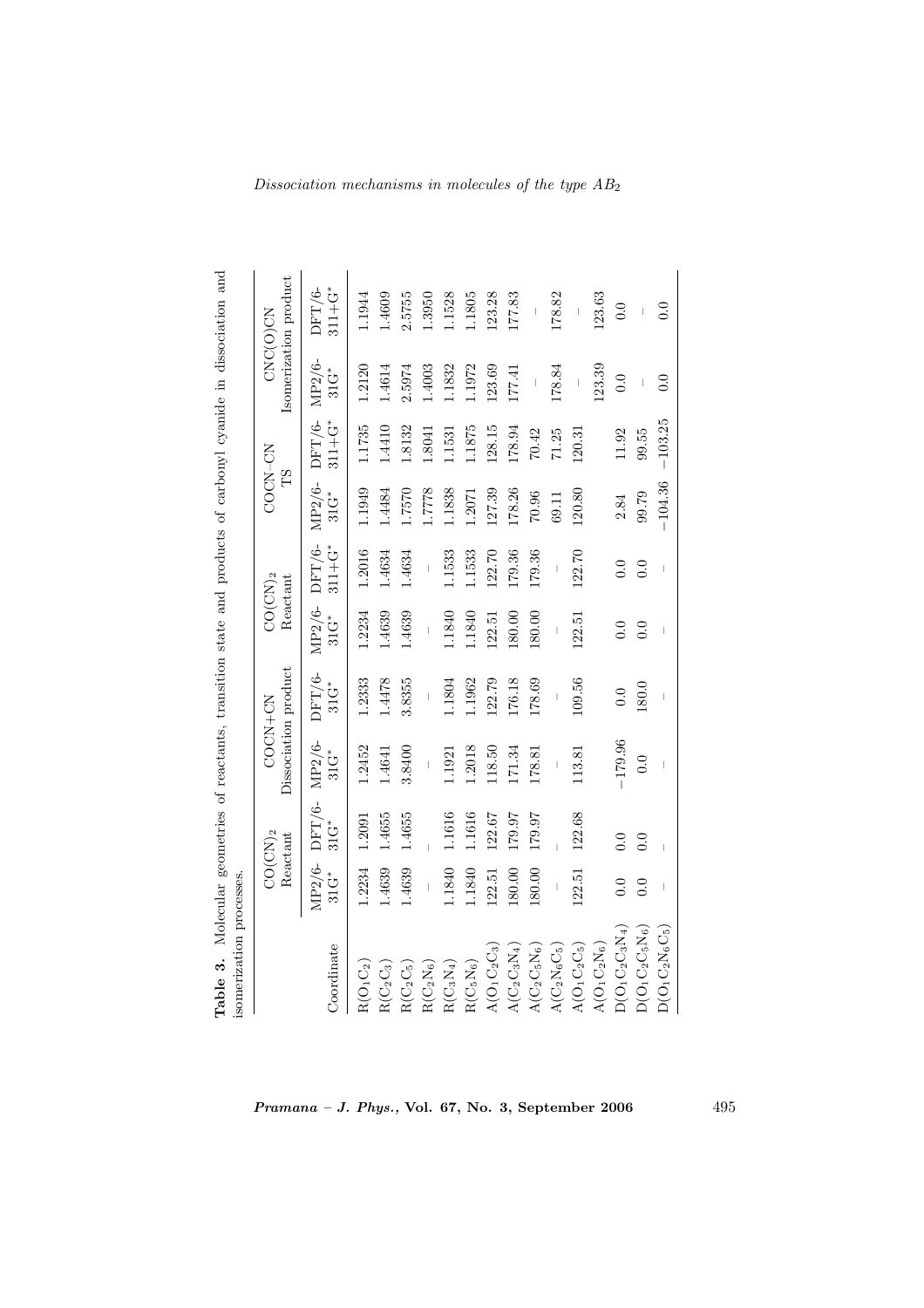**Table 3.** Molecular geometries of reactants, transition state and products of carbonyl cyanide in dissociation and isomerization processes.

| | $CO(CN)_2$ Reactant | | COCN+CN Dissociation product | | $CO(CN)_2$ Reactant | | COCN–CN TS | | CNC(O)CN Isomerization product | |
|---|---|---|---|---|---|---|---|---|---|---|
| Coordinate | MP2/6-31G* | DFT/6-31G* | MP2/6-31G* | DFT/6-31G* | MP2/6-31G* | DFT/6-311+G* | MP2/6-31G* | DFT/6-311+G* | MP2/6-31G* | DFT/6-311+G* |
| $R(O_1C_2)$ | 1.2234 | 1.2091 | 1.2452 | 1.2333 | 1.2234 | 1.2016 | 1.1949 | 1.1735 | 1.2120 | 1.1944 |
| $R(C_2C_3)$ | 1.4639 | 1.4655 | 1.4641 | 1.4478 | 1.4639 | 1.4634 | 1.4484 | 1.4410 | 1.4614 | 1.4609 |
| $R(C_2C_5)$ | 1.4639 | 1.4655 | 3.8400 | 3.8355 | 1.4639 | 1.4634 | 1.7570 | 1.8132 | 2.5974 | 2.5755 |
| $R(C_2N_6)$ | – | – | – | – | – | – | 1.7778 | 1.8041 | 1.4003 | 1.3950 |
| $R(C_3N_4)$ | 1.1840 | 1.1616 | 1.1921 | 1.1804 | 1.1840 | 1.1533 | 1.1838 | 1.1531 | 1.1832 | 1.1528 |
| $R(C_5N_6)$ | 1.1840 | 1.1616 | 1.2018 | 1.1962 | 1.1840 | 1.1533 | 1.2071 | 1.1875 | 1.1972 | 1.1805 |
| $A(O_1C_2C_3)$ | 122.51 | 122.67 | 118.50 | 122.79 | 122.51 | 122.70 | 127.39 | 128.15 | 123.69 | 123.28 |
| $A(C_2C_3N_4)$ | 180.00 | 179.97 | 171.34 | 176.18 | 180.00 | 179.36 | 178.26 | 178.94 | 177.41 | 177.83 |
| $A(C_2C_5N_6)$ | 180.00 | 179.97 | 178.81 | 178.69 | 180.00 | 179.36 | 70.96 | 70.42 | – | – |
| $A(C_2N_6C_5)$ | – | – | – | – | – | – | 69.11 | 71.25 | 178.84 | 178.82 |
| $A(O_1C_2C_5)$ | 122.51 | 122.68 | 113.81 | 109.56 | 122.51 | 122.70 | 120.80 | 120.31 | – | – |
| $A(O_1C_2N_6)$ | | | | | | | | | 123.39 | 123.63 |
| $D(O_1C_2C_3N_4)$ | 0.0 | 0.0 | −179.96 | 0.0 | 0.0 | 0.0 | 2.84 | 11.92 | 0.0 | 0.0 |
| $D(O_1C_2C_5N_6)$ | 0.0 | 0.0 | 0.0 | 180.0 | 0.0 | 0.0 | 99.79 | 99.55 | – | – |
| $D(O_1C_2N_6C_5)$ | – | – | – | – | – | – | −104.36 | −103.25 | 0.0 | 0.0 |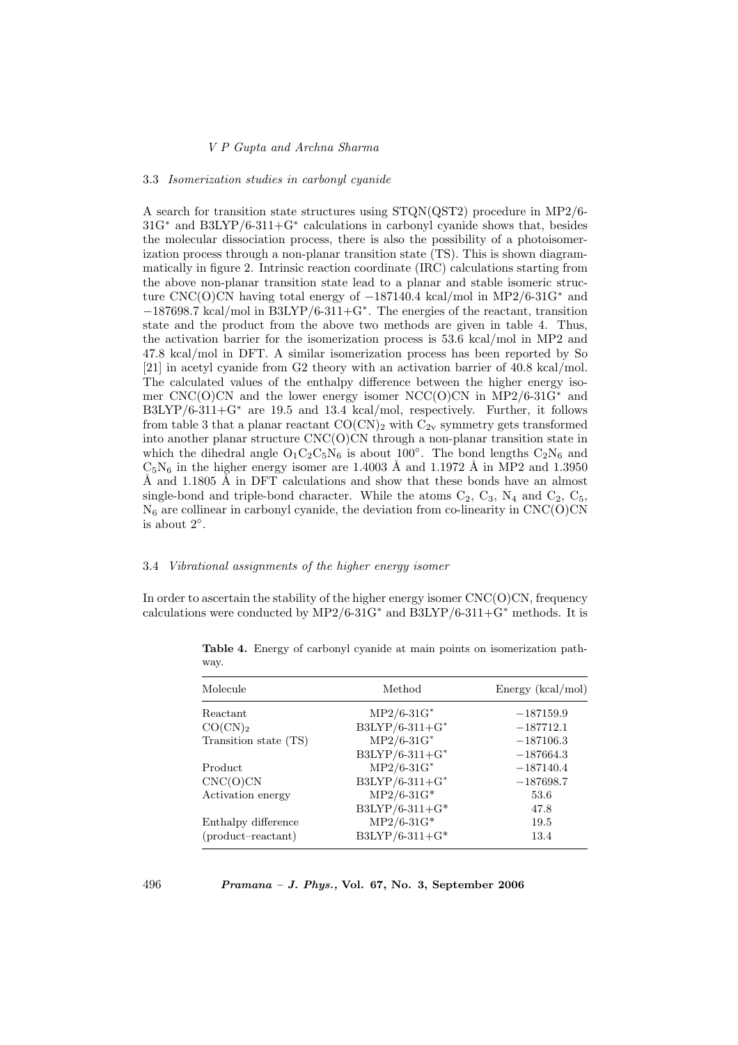### 3.3 *Isomerization studies in carbonyl cyanide*

A search for transition state structures using STQN(QST2) procedure in MP2/6-31G* and B3LYP/6-311+G* calculations in carbonyl cyanide shows that, besides the molecular dissociation process, there is also the possibility of a photoisomerization process through a non-planar transition state (TS). This is shown diagrammatically in figure 2. Intrinsic reaction coordinate (IRC) calculations starting from the above non-planar transition state lead to a planar and stable isomeric structure CNC(O)CN having total energy of −187140.4 kcal/mol in MP2/6-31G* and −187698.7 kcal/mol in B3LYP/6-311+G*. The energies of the reactant, transition state and the product from the above two methods are given in table 4. Thus, the activation barrier for the isomerization process is 53.6 kcal/mol in MP2 and 47.8 kcal/mol in DFT. A similar isomerization process has been reported by So [21] in acetyl cyanide from G2 theory with an activation barrier of 40.8 kcal/mol. The calculated values of the enthalpy difference between the higher energy isomer CNC(O)CN and the lower energy isomer NCC(O)CN in MP2/6-31G* and B3LYP/6-311+G* are 19.5 and 13.4 kcal/mol, respectively. Further, it follows from table 3 that a planar reactant $CO(CN)_2$ with $C_{2v}$ symmetry gets transformed into another planar structure CNC(O)CN through a non-planar transition state in which the dihedral angle $O_1C_2C_5N_6$ is about 100°. The bond lengths $C_2N_6$ and $C_5N_6$ in the higher energy isomer are 1.4003 Å and 1.1972 Å in MP2 and 1.3950 Å and 1.1805 Å in DFT calculations and show that these bonds have an almost single-bond and triple-bond character. While the atoms $C_2$, $C_3$, $N_4$ and $C_2$, $C_5$, $N_6$ are collinear in carbonyl cyanide, the deviation from co-linearity in CNC(O)CN is about 2°.

### 3.4 *Vibrational assignments of the higher energy isomer*

In order to ascertain the stability of the higher energy isomer CNC(O)CN, frequency calculations were conducted by MP2/6-31G* and B3LYP/6-311+G* methods. It is

**Table 4.** Energy of carbonyl cyanide at main points on isomerization pathway.

| Molecule | Method | Energy (kcal/mol) |
|---|---|---|
| Reactant | MP2/6-31G* | −187159.9 |
| $CO(CN)_2$ | B3LYP/6-311+G* | −187712.1 |
| Transition state (TS) | MP2/6-31G* | −187106.3 |
| | B3LYP/6-311+G* | −187664.3 |
| Product | MP2/6-31G* | −187140.4 |
| CNC(O)CN | B3LYP/6-311+G* | −187698.7 |
| Activation energy | MP2/6-31G* | 53.6 |
| | B3LYP/6-311+G* | 47.8 |
| Enthalpy difference | MP2/6-31G* | 19.5 |
| (product–reactant) | B3LYP/6-311+G* | 13.4 |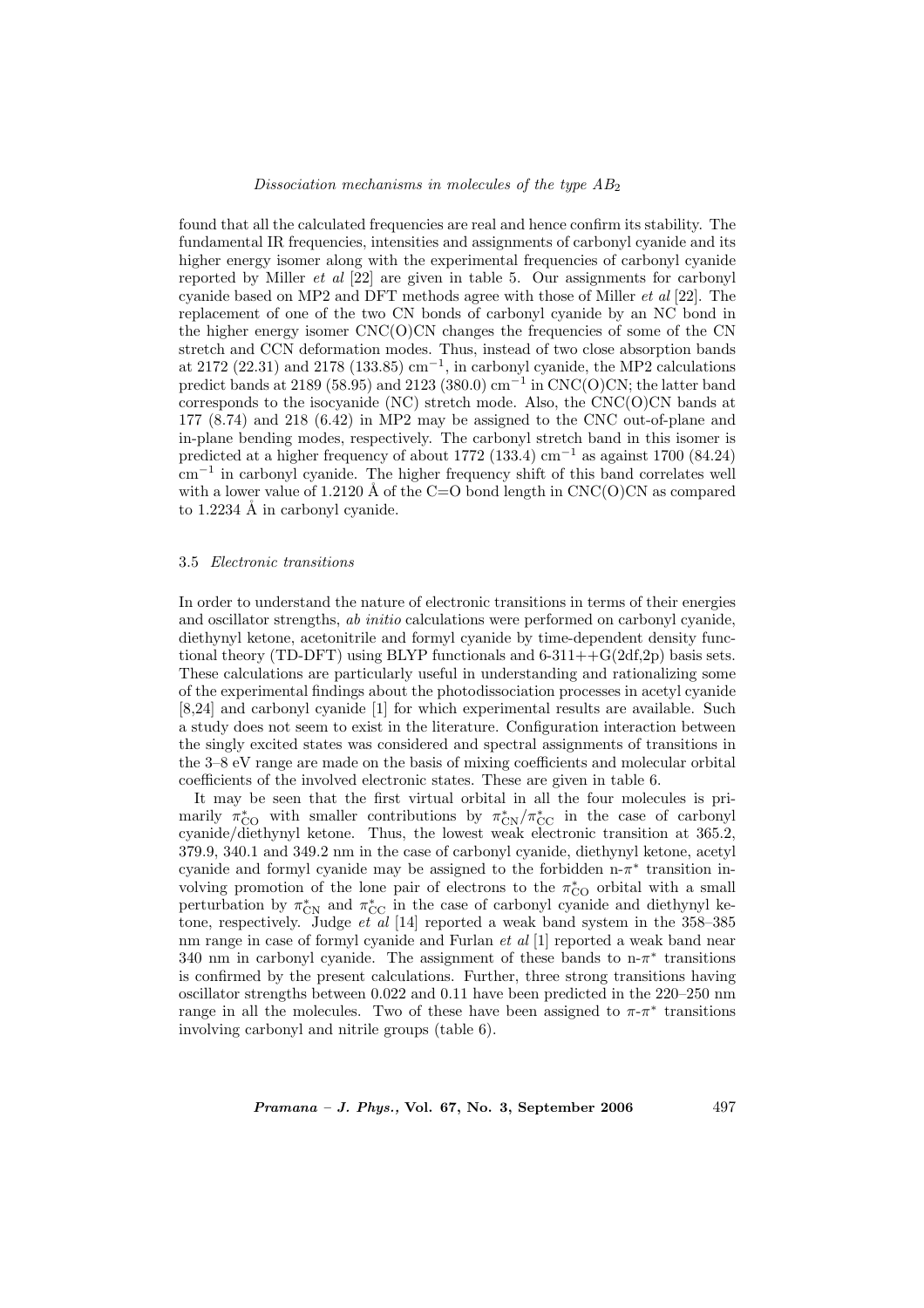found that all the calculated frequencies are real and hence confirm its stability. The fundamental IR frequencies, intensities and assignments of carbonyl cyanide and its higher energy isomer along with the experimental frequencies of carbonyl cyanide reported by Miller *et al* [22] are given in table 5. Our assignments for carbonyl cyanide based on MP2 and DFT methods agree with those of Miller *et al* [22]. The replacement of one of the two CN bonds of carbonyl cyanide by an NC bond in the higher energy isomer CNC(O)CN changes the frequencies of some of the CN stretch and CCN deformation modes. Thus, instead of two close absorption bands at 2172 (22.31) and 2178 (133.85) $\mathrm{cm}^{-1}$, in carbonyl cyanide, the MP2 calculations predict bands at 2189 (58.95) and 2123 (380.0) $\mathrm{cm}^{-1}$ in CNC(O)CN; the latter band corresponds to the isocyanide (NC) stretch mode. Also, the CNC(O)CN bands at 177 (8.74) and 218 (6.42) in MP2 may be assigned to the CNC out-of-plane and in-plane bending modes, respectively. The carbonyl stretch band in this isomer is predicted at a higher frequency of about 1772 (133.4) $\mathrm{cm}^{-1}$ as against 1700 (84.24) $\mathrm{cm}^{-1}$ in carbonyl cyanide. The higher frequency shift of this band correlates well with a lower value of 1.2120 Å of the C=O bond length in CNC(O)CN as compared to 1.2234 Å in carbonyl cyanide.

### 3.5 *Electronic transitions*

In order to understand the nature of electronic transitions in terms of their energies and oscillator strengths, *ab initio* calculations were performed on carbonyl cyanide, diethynyl ketone, acetonitrile and formyl cyanide by time-dependent density functional theory (TD-DFT) using BLYP functionals and 6-311++G(2df,2p) basis sets. These calculations are particularly useful in understanding and rationalizing some of the experimental findings about the photodissociation processes in acetyl cyanide [8,24] and carbonyl cyanide [1] for which experimental results are available. Such a study does not seem to exist in the literature. Configuration interaction between the singly excited states was considered and spectral assignments of transitions in the 3–8 eV range are made on the basis of mixing coefficients and molecular orbital coefficients of the involved electronic states. These are given in table 6.

It may be seen that the first virtual orbital in all the four molecules is primarily $\pi^*_{\mathrm{CO}}$ with smaller contributions by $\pi^*_{\mathrm{CN}}/\pi^*_{\mathrm{CC}}$ in the case of carbonyl cyanide/diethynyl ketone. Thus, the lowest weak electronic transition at 365.2, 379.9, 340.1 and 349.2 nm in the case of carbonyl cyanide, diethynyl ketone, acetyl cyanide and formyl cyanide may be assigned to the forbidden n-$\pi^*$ transition involving promotion of the lone pair of electrons to the $\pi^*_{\mathrm{CO}}$ orbital with a small perturbation by $\pi^*_{\mathrm{CN}}$ and $\pi^*_{\mathrm{CC}}$ in the case of carbonyl cyanide and diethynyl ketone, respectively. Judge *et al* [14] reported a weak band system in the 358–385 nm range in case of formyl cyanide and Furlan *et al* [1] reported a weak band near 340 nm in carbonyl cyanide. The assignment of these bands to n-$\pi^*$ transitions is confirmed by the present calculations. Further, three strong transitions having oscillator strengths between 0.022 and 0.11 have been predicted in the 220–250 nm range in all the molecules. Two of these have been assigned to $\pi$-$\pi^*$ transitions involving carbonyl and nitrile groups (table 6).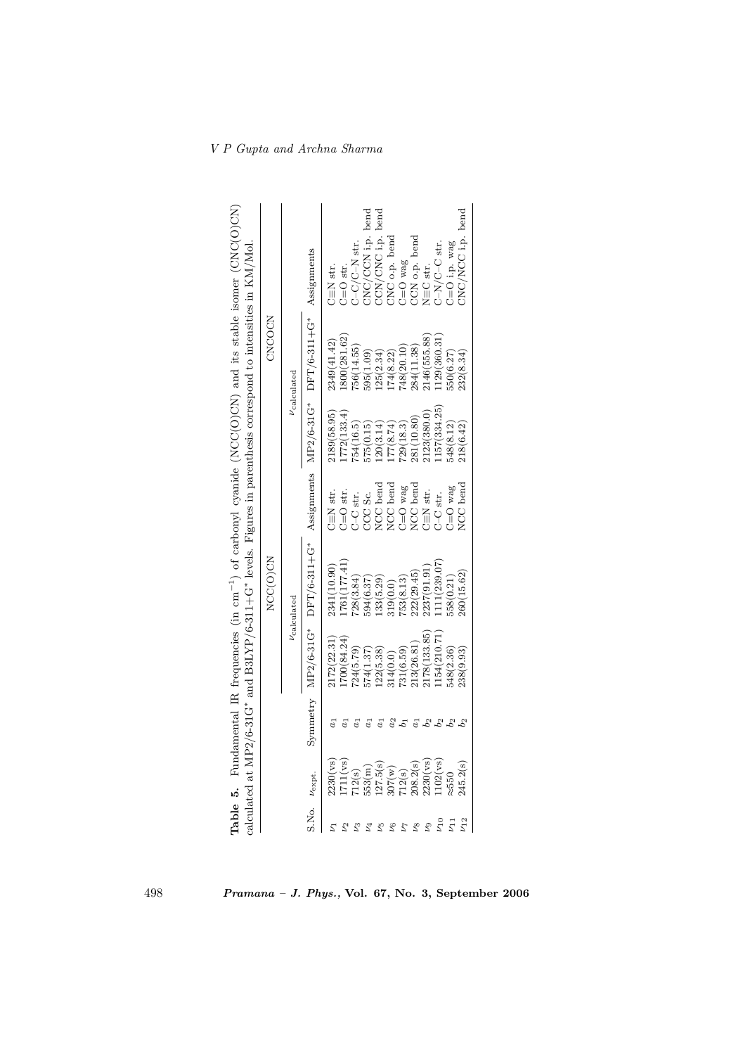**Table 5.** Fundamental IR frequencies (in $cm^{-1}$) of carbonyl cyanide (NCC(O)CN) and its stable isomer (CNC(O)CN) calculated at MP2/6-31G* and B3LYP/6-311+G* levels. Figures in parenthesis correspond to intensities in KM/Mol.

| | | | NCC(O)CN | | | CNCOCN | | |
|---|---|---|---|---|---|---|---|---|
| | | | $\nu_{\text{calculated}}$ | | | $\nu_{\text{calculated}}$ | | |
| S.No. | $\nu_{\text{expt.}}$ | Symmetry | MP2/6-31G* | DFT/6-311+G* | Assignments | MP2/6-31G* | DFT/6-311+G* | Assignments |
| $\nu_1$ | 2230(vs) | $a_1$ | 2172(22.31) | 2341(10.90) | C≡N str. | 2189(58.95) | 2349(41.42) | C≡N str. |
| $\nu_2$ | 1711(vs) | $a_1$ | 1700(84.24) | 1761(177.41) | C=O str. | 1772(133.4) | 1800(281.62) | C=O str. |
| $\nu_3$ | 712(s) | $a_1$ | 724(5.79) | 728(3.84) | C–C str. | 754(16.5) | 756(14.55) | C–C/C–N str. |
| $\nu_4$ | 553(m) | $a_1$ | 574(1.37) | 594(6.37) | CCC Sc. | 575(0.15) | 595(1.09) | CNC/CCN i.p. bend |
| $\nu_5$ | 127.5(s) | $a_1$ | 122(5.38) | 133(5.29) | NCC bend | 120(3.14) | 125(2.34) | CCN/CNC i.p. bend |
| $\nu_6$ | 307(w) | $a_2$ | 314(0.0) | 319(0.0) | NCC bend | 177(8.74) | 174(8.22) | CNC o.p. bend |
| $\nu_7$ | 712(s) | $b_1$ | 731(6.59) | 753(8.13) | C=O wag | 729(18.3) | 748(20.10) | C=O wag |
| $\nu_8$ | 208.2(s) | $a_1$ | 213(26.81) | 222(29.45) | NCC bend | 281(10.80) | 284(11.38) | CCN o.p. bend |
| $\nu_9$ | 2230(vs) | $b_2$ | 2178(133.85) | 2237(91.91) | C≡N str. | 2123(380.0) | 2146(555.88) | N≡C str. |
| $\nu_{10}$ | 1102(vs) | $b_2$ | 1154(210.71) | 1111(239.07) | C–C str. | 1157(334.25) | 1129(360.31) | C–N/C–C str. |
| $\nu_{11}$ | ≈550 | $b_2$ | 548(2.36) | 558(0.21) | C=O wag | 548(8.12) | 550(6.27) | C=O i.p. wag |
| $\nu_{12}$ | 245.2(s) | $b_2$ | 238(9.93) | 260(15.62) | NCC bend | 218(6.42) | 232(8.34) | CNC/NCC i.p. bend |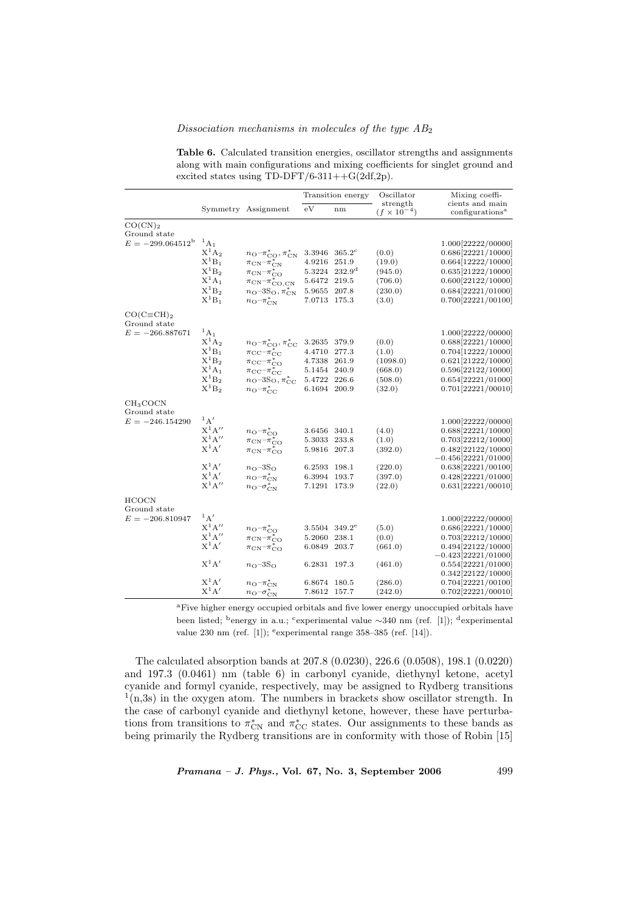**Table 6.** Calculated transition energies, oscillator strengths and assignments along with main configurations and mixing coefficients for singlet ground and excited states using TD-DFT/6-311++G(2df,2p).

| | Symmetry | Assignment | Transition energy eV | Transition energy nm | Oscillator strength ($f \times 10^{-4}$) | Mixing coefficients and main configurations[a] |
|---|---|---|---|---|---|---|
| $CO(CN)_2$ | | | | | | |
| Ground state | | | | | | |
| $E = -299.064512$[b] | $^1A_1$ | | | | | 1.000[22222/00000] |
| | $X^1A_2$ | $n_O$–$\pi^*_{CO}, \pi^*_{CN}$ | 3.3946 | 365.2[c] | (0.0) | 0.686[22221/10000] |
| | $X^1B_1$ | $\pi_{CN}$–$\pi^*_{CN}$ | 4.9216 | 251.9 | (19.0) | 0.664[12222/10000] |
| | $X^1B_2$ | $\pi_{CN}$–$\pi^*_{CO}$ | 5.3224 | 232.9[d] | (945.0) | 0.635[21222/10000] |
| | $X^1A_1$ | $\pi_{CN}$–$\pi^*_{CO,CN}$ | 5.6472 | 219.5 | (706.0) | 0.600[22122/10000] |
| | $X^1B_2$ | $n_O$–$3S_O, \pi^*_{CN}$ | 5.9655 | 207.8 | (230.0) | 0.684[22221/01000] |
| | $X^1B_1$ | $n_O$–$\pi^*_{CN}$ | 7.0713 | 175.3 | (3.0) | 0.700[22221/00100] |
| $CO(C{\equiv}CH)_2$ | | | | | | |
| Ground state | | | | | | |
| $E = -266.887671$ | $^1A_1$ | | | | | 1.000[22222/00000] |
| | $X^1A_2$ | $n_O$–$\pi^*_{CO}, \pi^*_{CC}$ | 3.2635 | 379.9 | (0.0) | 0.688[22221/10000] |
| | $X^1B_1$ | $\pi_{CC}$–$\pi^*_{CC}$ | 4.4710 | 277.3 | (1.0) | 0.704[12222/10000] |
| | $X^1B_2$ | $\pi_{CC}$–$\pi^*_{CO}$ | 4.7338 | 261.9 | (1098.0) | 0.621[21222/10000] |
| | $X^1A_1$ | $\pi_{CC}$–$\pi^*_{CC}$ | 5.1454 | 240.9 | (668.0) | 0.596[22122/10000] |
| | $X^1B_2$ | $n_O$–$3S_O, \pi^*_{CC}$ | 5.4722 | 226.6 | (508.0) | 0.654[22221/01000] |
| | $X^1B_2$ | $n_O$–$\pi^*_{CC}$ | 6.1694 | 200.9 | (32.0) | 0.701[22221/00010] |
| $CH_3COCN$ | | | | | | |
| Ground state | | | | | | |
| $E = -246.154290$ | $^1A'$ | | | | | 1.000[22222/00000] |
| | $X^1A''$ | $n_O$–$\pi^*_{CO}$ | 3.6456 | 340.1 | (4.0) | 0.688[22221/10000] |
| | $X^1A''$ | $\pi_{CN}$–$\pi^*_{CO}$ | 5.3033 | 233.8 | (1.0) | 0.703[22212/10000] |
| | $X^1A'$ | $\pi_{CN}$–$\pi^*_{CO}$ | 5.9816 | 207.3 | (392.0) | 0.482[22122/10000] |
| | | | | | | −0.456[22221/01000] |
| | $X^1A'$ | $n_O$–$3S_O$ | 6.2593 | 198.1 | (220.0) | 0.638[22221/00100] |
| | $X^1A'$ | $n_O$–$\pi^*_{CN}$ | 6.3994 | 193.7 | (397.0) | 0.428[22221/01000] |
| | $X^1A''$ | $n_O$–$\sigma^*_{CN}$ | 7.1291 | 173.9 | (22.0) | 0.631[22221/00010] |
| HCOCN | | | | | | |
| Ground state | | | | | | |
| $E = -206.810947$ | $^1A'$ | | | | | 1.000[22222/00000] |
| | $X^1A''$ | $n_O$–$\pi^*_{CO}$ | 3.5504 | 349.2[e] | (5.0) | 0.686[22221/10000] |
| | $X^1A''$ | $\pi_{CN}$–$\pi^*_{CO}$ | 5.2060 | 238.1 | (0.0) | 0.703[22212/10000] |
| | $X^1A'$ | $\pi_{CN}$–$\pi^*_{CO}$ | 6.0849 | 203.7 | (661.0) | 0.494[22122/10000] |
| | | | | | | −0.423[22221/01000] |
| | $X^1A'$ | $n_O$–$3S_O$ | 6.2831 | 197.3 | (461.0) | 0.554[22221/01000] |
| | | | | | | 0.342[22122/10000] |
| | $X^1A'$ | $n_O$–$\pi^*_{CN}$ | 6.8674 | 180.5 | (286.0) | 0.704[22221/00100] |
| | $X^1A'$ | $n_O$–$\sigma^*_{CN}$ | 7.8612 | 157.7 | (242.0) | 0.702[22221/00010] |

[a]Five higher energy occupied orbitals and five lower energy unoccupied orbitals have been listed; [b]energy in a.u.; [c]experimental value ∼340 nm (ref. [1]); [d]experimental value 230 nm (ref. [1]); [e]experimental range 358–385 (ref. [14]).

The calculated absorption bands at 207.8 (0.0230), 226.6 (0.0508), 198.1 (0.0220) and 197.3 (0.0461) nm (table 6) in carbonyl cyanide, diethynyl ketone, acetyl cyanide and formyl cyanide, respectively, may be assigned to Rydberg transitions $^1$(n,3s) in the oxygen atom. The numbers in brackets show oscillator strength. In the case of carbonyl cyanide and diethynyl ketone, however, these have perturbations from transitions to $\pi^*_{CN}$ and $\pi^*_{CC}$ states. Our assignments to these bands as being primarily the Rydberg transitions are in conformity with those of Robin [15]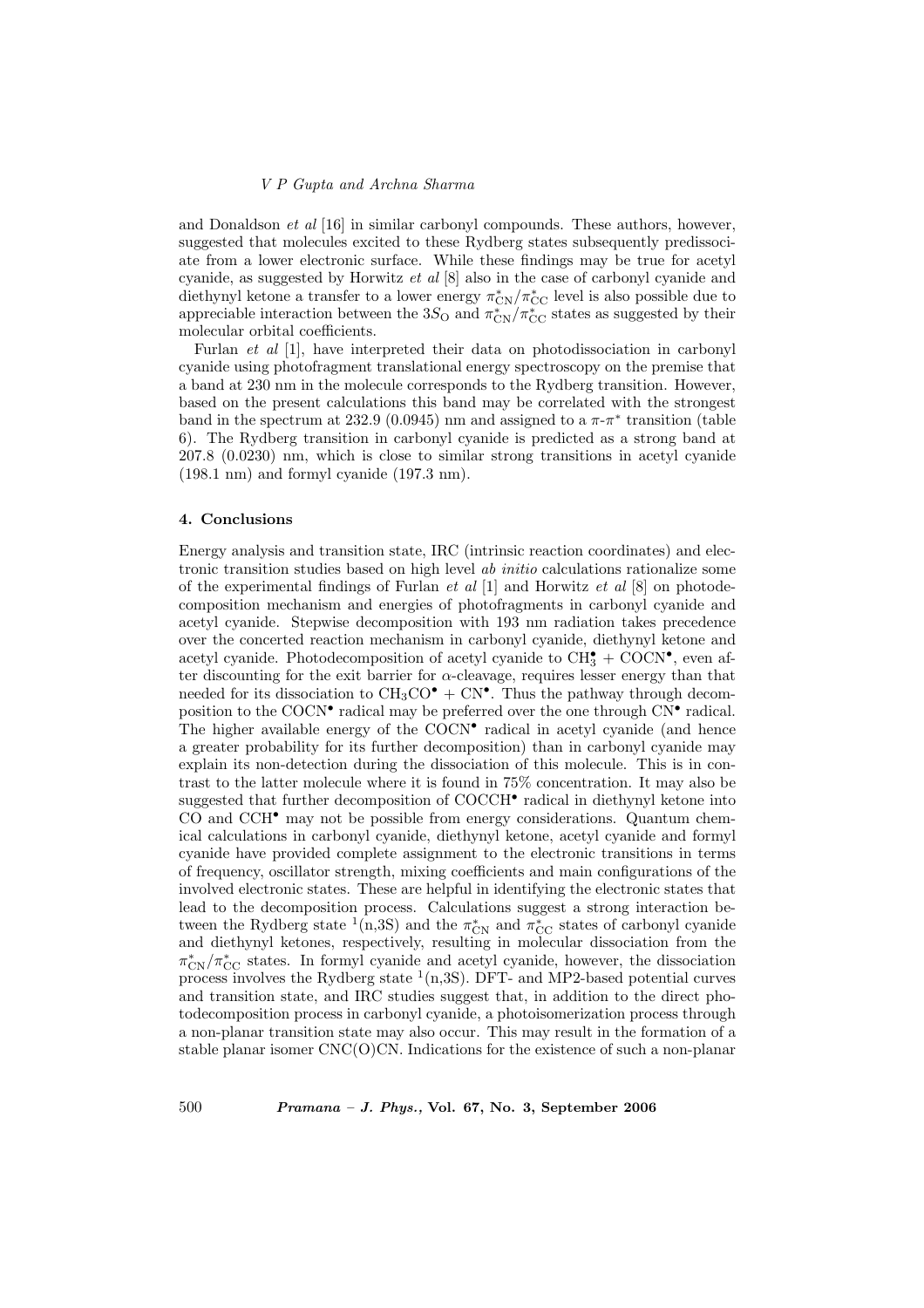and Donaldson *et al* [16] in similar carbonyl compounds. These authors, however, suggested that molecules excited to these Rydberg states subsequently predissociate from a lower electronic surface. While these findings may be true for acetyl cyanide, as suggested by Horwitz *et al* [8] also in the case of carbonyl cyanide and diethynyl ketone a transfer to a lower energy $\pi^*_{\rm CN}/\pi^*_{\rm CC}$ level is also possible due to appreciable interaction between the $3S_{\rm O}$ and $\pi^*_{\rm CN}/\pi^*_{\rm CC}$ states as suggested by their molecular orbital coefficients.

Furlan *et al* [1], have interpreted their data on photodissociation in carbonyl cyanide using photofragment translational energy spectroscopy on the premise that a band at 230 nm in the molecule corresponds to the Rydberg transition. However, based on the present calculations this band may be correlated with the strongest band in the spectrum at 232.9 (0.0945) nm and assigned to a $\pi$-$\pi^*$ transition (table 6). The Rydberg transition in carbonyl cyanide is predicted as a strong band at 207.8 (0.0230) nm, which is close to similar strong transitions in acetyl cyanide (198.1 nm) and formyl cyanide (197.3 nm).

## 4. Conclusions

Energy analysis and transition state, IRC (intrinsic reaction coordinates) and electronic transition studies based on high level *ab initio* calculations rationalize some of the experimental findings of Furlan *et al* [1] and Horwitz *et al* [8] on photodecomposition mechanism and energies of photofragments in carbonyl cyanide and acetyl cyanide. Stepwise decomposition with 193 nm radiation takes precedence over the concerted reaction mechanism in carbonyl cyanide, diethynyl ketone and acetyl cyanide. Photodecomposition of acetyl cyanide to $CH_3^\bullet$ + $COCN^\bullet$, even after discounting for the exit barrier for $\alpha$-cleavage, requires lesser energy than that needed for its dissociation to $CH_3CO^\bullet$ + $CN^\bullet$. Thus the pathway through decomposition to the $COCN^\bullet$ radical may be preferred over the one through $CN^\bullet$ radical. The higher available energy of the $COCN^\bullet$ radical in acetyl cyanide (and hence a greater probability for its further decomposition) than in carbonyl cyanide may explain its non-detection during the dissociation of this molecule. This is in contrast to the latter molecule where it is found in 75% concentration. It may also be suggested that further decomposition of $COCCH^\bullet$ radical in diethynyl ketone into CO and $CCH^\bullet$ may not be possible from energy considerations. Quantum chemical calculations in carbonyl cyanide, diethynyl ketone, acetyl cyanide and formyl cyanide have provided complete assignment to the electronic transitions in terms of frequency, oscillator strength, mixing coefficients and main configurations of the involved electronic states. These are helpful in identifying the electronic states that lead to the decomposition process. Calculations suggest a strong interaction between the Rydberg state $^1$(n,3S) and the $\pi^*_{\rm CN}$ and $\pi^*_{\rm CC}$ states of carbonyl cyanide and diethynyl ketones, respectively, resulting in molecular dissociation from the $\pi^*_{\rm CN}/\pi^*_{\rm CC}$ states. In formyl cyanide and acetyl cyanide, however, the dissociation process involves the Rydberg state $^1$(n,3S). DFT- and MP2-based potential curves and transition state, and IRC studies suggest that, in addition to the direct photodecomposition process in carbonyl cyanide, a photoisomerization process through a non-planar transition state may also occur. This may result in the formation of a stable planar isomer CNC(O)CN. Indications for the existence of such a non-planar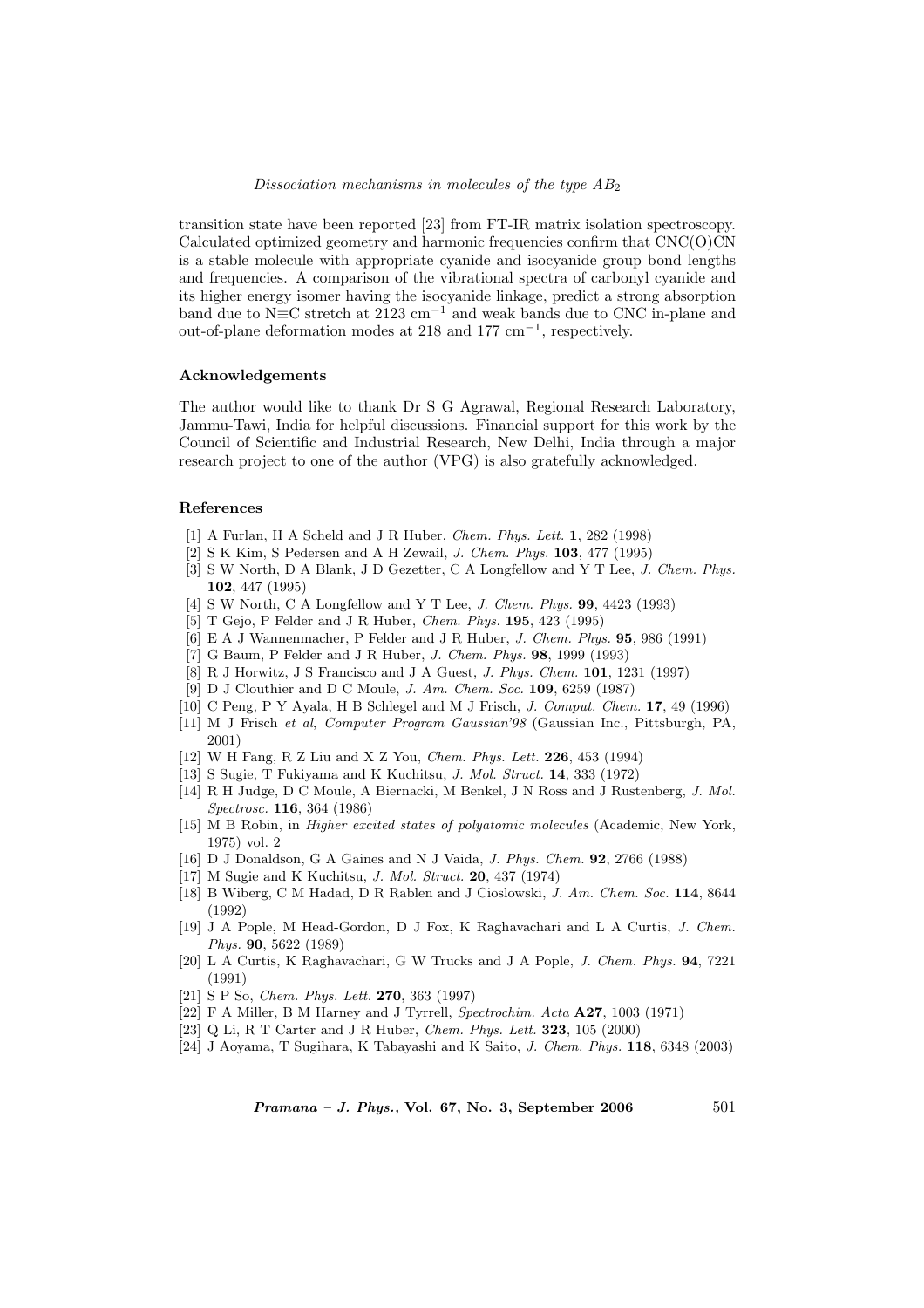transition state have been reported [23] from FT-IR matrix isolation spectroscopy. Calculated optimized geometry and harmonic frequencies confirm that CNC(O)CN is a stable molecule with appropriate cyanide and isocyanide group bond lengths and frequencies. A comparison of the vibrational spectra of carbonyl cyanide and its higher energy isomer having the isocyanide linkage, predict a strong absorption band due to N≡C stretch at 2123 $cm^{-1}$ and weak bands due to CNC in-plane and out-of-plane deformation modes at 218 and 177 $cm^{-1}$, respectively.

## Acknowledgements

The author would like to thank Dr S G Agrawal, Regional Research Laboratory, Jammu-Tawi, India for helpful discussions. Financial support for this work by the Council of Scientific and Industrial Research, New Delhi, India through a major research project to one of the author (VPG) is also gratefully acknowledged.

## References

[1] A Furlan, H A Scheld and J R Huber, *Chem. Phys. Lett.* **1**, 282 (1998)
[2] S K Kim, S Pedersen and A H Zewail, *J. Chem. Phys.* **103**, 477 (1995)
[3] S W North, D A Blank, J D Gezetter, C A Longfellow and Y T Lee, *J. Chem. Phys.* **102**, 447 (1995)
[4] S W North, C A Longfellow and Y T Lee, *J. Chem. Phys.* **99**, 4423 (1993)
[5] T Gejo, P Felder and J R Huber, *Chem. Phys.* **195**, 423 (1995)
[6] E A J Wannenmacher, P Felder and J R Huber, *J. Chem. Phys.* **95**, 986 (1991)
[7] G Baum, P Felder and J R Huber, *J. Chem. Phys.* **98**, 1999 (1993)
[8] R J Horwitz, J S Francisco and J A Guest, *J. Phys. Chem.* **101**, 1231 (1997)
[9] D J Clouthier and D C Moule, *J. Am. Chem. Soc.* **109**, 6259 (1987)
[10] C Peng, P Y Ayala, H B Schlegel and M J Frisch, *J. Comput. Chem.* **17**, 49 (1996)
[11] M J Frisch *et al*, *Computer Program Gaussian'98* (Gaussian Inc., Pittsburgh, PA, 2001)
[12] W H Fang, R Z Liu and X Z You, *Chem. Phys. Lett.* **226**, 453 (1994)
[13] S Sugie, T Fukiyama and K Kuchitsu, *J. Mol. Struct.* **14**, 333 (1972)
[14] R H Judge, D C Moule, A Biernacki, M Benkel, J N Ross and J Rustenberg, *J. Mol. Spectrosc.* **116**, 364 (1986)
[15] M B Robin, in *Higher excited states of polyatomic molecules* (Academic, New York, 1975) vol. 2
[16] D J Donaldson, G A Gaines and N J Vaida, *J. Phys. Chem.* **92**, 2766 (1988)
[17] M Sugie and K Kuchitsu, *J. Mol. Struct.* **20**, 437 (1974)
[18] B Wiberg, C M Hadad, D R Rablen and J Cioslowski, *J. Am. Chem. Soc.* **114**, 8644 (1992)
[19] J A Pople, M Head-Gordon, D J Fox, K Raghavachari and L A Curtis, *J. Chem. Phys.* **90**, 5622 (1989)
[20] L A Curtis, K Raghavachari, G W Trucks and J A Pople, *J. Chem. Phys.* **94**, 7221 (1991)
[21] S P So, *Chem. Phys. Lett.* **270**, 363 (1997)
[22] F A Miller, B M Harney and J Tyrrell, *Spectrochim. Acta* **A27**, 1003 (1971)
[23] Q Li, R T Carter and J R Huber, *Chem. Phys. Lett.* **323**, 105 (2000)
[24] J Aoyama, T Sugihara, K Tabayashi and K Saito, *J. Chem. Phys.* **118**, 6348 (2003)